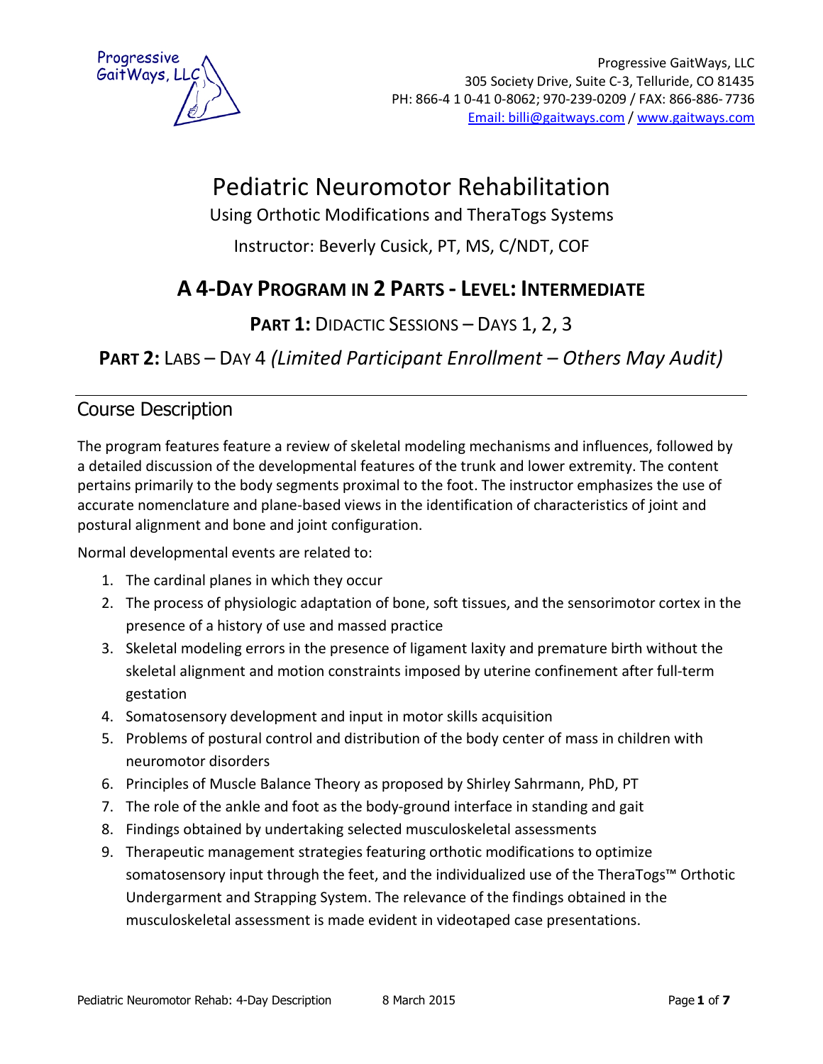Progressive GaitWays, LLC

Progressive GaitWays, LLC
305 Society Drive, Suite C-3, Telluride, CO 81435
PH: 866-4 1 0-41 0-8062; 970-239-0209 / FAX: 866-886- 7736
Email: billi@gaitways.com / www.gaitways.com

# Pediatric Neuromotor Rehabilitation

Using Orthotic Modifications and TheraTogs Systems

Instructor: Beverly Cusick, PT, MS, C/NDT, COF

## A 4-Day Program in 2 Parts - Level: Intermediate

**Part 1:** Didactic Sessions – Days 1, 2, 3

**Part 2:** Labs – Day 4 *(Limited Participant Enrollment – Others May Audit)*

## Course Description

The program features feature a review of skeletal modeling mechanisms and influences, followed by a detailed discussion of the developmental features of the trunk and lower extremity. The content pertains primarily to the body segments proximal to the foot. The instructor emphasizes the use of accurate nomenclature and plane-based views in the identification of characteristics of joint and postural alignment and bone and joint configuration.

Normal developmental events are related to:

1. The cardinal planes in which they occur
2. The process of physiologic adaptation of bone, soft tissues, and the sensorimotor cortex in the presence of a history of use and massed practice
3. Skeletal modeling errors in the presence of ligament laxity and premature birth without the skeletal alignment and motion constraints imposed by uterine confinement after full-term gestation
4. Somatosensory development and input in motor skills acquisition
5. Problems of postural control and distribution of the body center of mass in children with neuromotor disorders
6. Principles of Muscle Balance Theory as proposed by Shirley Sahrmann, PhD, PT
7. The role of the ankle and foot as the body-ground interface in standing and gait
8. Findings obtained by undertaking selected musculoskeletal assessments
9. Therapeutic management strategies featuring orthotic modifications to optimize somatosensory input through the feet, and the individualized use of the TheraTogs™ Orthotic Undergarment and Strapping System. The relevance of the findings obtained in the musculoskeletal assessment is made evident in videotaped case presentations.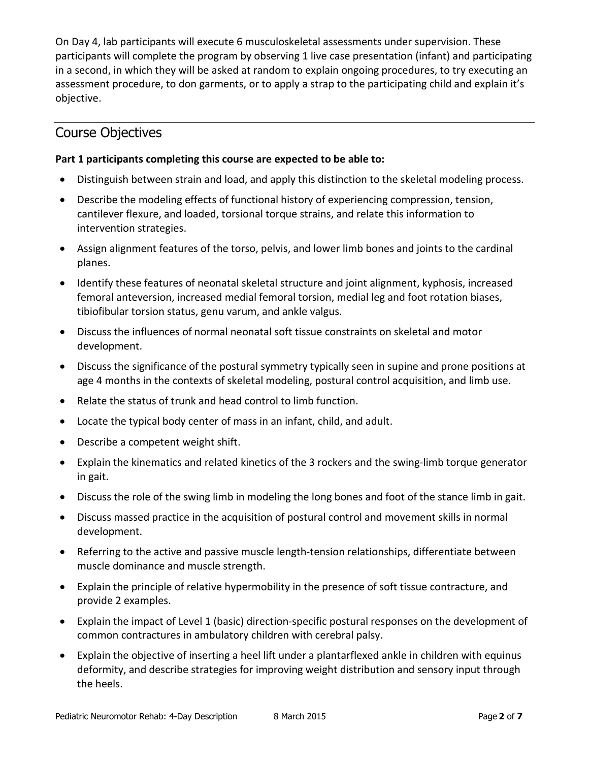On Day 4, lab participants will execute 6 musculoskeletal assessments under supervision. These participants will complete the program by observing 1 live case presentation (infant) and participating in a second, in which they will be asked at random to explain ongoing procedures, to try executing an assessment procedure, to don garments, or to apply a strap to the participating child and explain it's objective.

## Course Objectives

**Part 1 participants completing this course are expected to be able to:**

- Distinguish between strain and load, and apply this distinction to the skeletal modeling process.
- Describe the modeling effects of functional history of experiencing compression, tension, cantilever flexure, and loaded, torsional torque strains, and relate this information to intervention strategies.
- Assign alignment features of the torso, pelvis, and lower limb bones and joints to the cardinal planes.
- Identify these features of neonatal skeletal structure and joint alignment, kyphosis, increased femoral anteversion, increased medial femoral torsion, medial leg and foot rotation biases, tibiofibular torsion status, genu varum, and ankle valgus.
- Discuss the influences of normal neonatal soft tissue constraints on skeletal and motor development.
- Discuss the significance of the postural symmetry typically seen in supine and prone positions at age 4 months in the contexts of skeletal modeling, postural control acquisition, and limb use.
- Relate the status of trunk and head control to limb function.
- Locate the typical body center of mass in an infant, child, and adult.
- Describe a competent weight shift.
- Explain the kinematics and related kinetics of the 3 rockers and the swing-limb torque generator in gait.
- Discuss the role of the swing limb in modeling the long bones and foot of the stance limb in gait.
- Discuss massed practice in the acquisition of postural control and movement skills in normal development.
- Referring to the active and passive muscle length-tension relationships, differentiate between muscle dominance and muscle strength.
- Explain the principle of relative hypermobility in the presence of soft tissue contracture, and provide 2 examples.
- Explain the impact of Level 1 (basic) direction-specific postural responses on the development of common contractures in ambulatory children with cerebral palsy.
- Explain the objective of inserting a heel lift under a plantarflexed ankle in children with equinus deformity, and describe strategies for improving weight distribution and sensory input through the heels.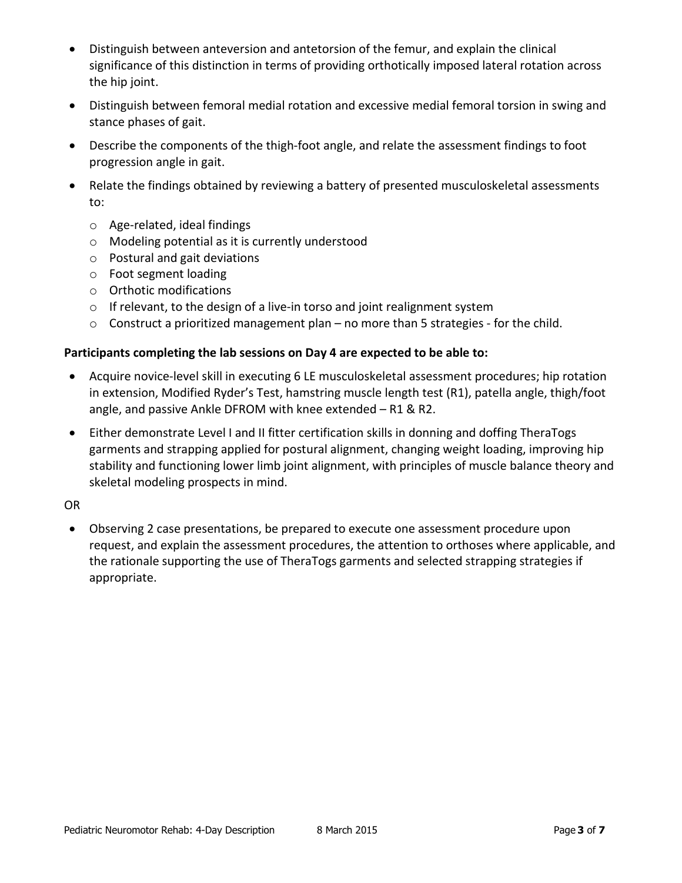- Distinguish between anteversion and antetorsion of the femur, and explain the clinical significance of this distinction in terms of providing orthotically imposed lateral rotation across the hip joint.
- Distinguish between femoral medial rotation and excessive medial femoral torsion in swing and stance phases of gait.
- Describe the components of the thigh-foot angle, and relate the assessment findings to foot progression angle in gait.
- Relate the findings obtained by reviewing a battery of presented musculoskeletal assessments to:
  - Age-related, ideal findings
  - Modeling potential as it is currently understood
  - Postural and gait deviations
  - Foot segment loading
  - Orthotic modifications
  - If relevant, to the design of a live-in torso and joint realignment system
  - Construct a prioritized management plan – no more than 5 strategies - for the child.

**Participants completing the lab sessions on Day 4 are expected to be able to:**

- Acquire novice-level skill in executing 6 LE musculoskeletal assessment procedures; hip rotation in extension, Modified Ryder's Test, hamstring muscle length test (R1), patella angle, thigh/foot angle, and passive Ankle DFROM with knee extended – R1 & R2.
- Either demonstrate Level I and II fitter certification skills in donning and doffing TheraTogs garments and strapping applied for postural alignment, changing weight loading, improving hip stability and functioning lower limb joint alignment, with principles of muscle balance theory and skeletal modeling prospects in mind.

OR

- Observing 2 case presentations, be prepared to execute one assessment procedure upon request, and explain the assessment procedures, the attention to orthoses where applicable, and the rationale supporting the use of TheraTogs garments and selected strapping strategies if appropriate.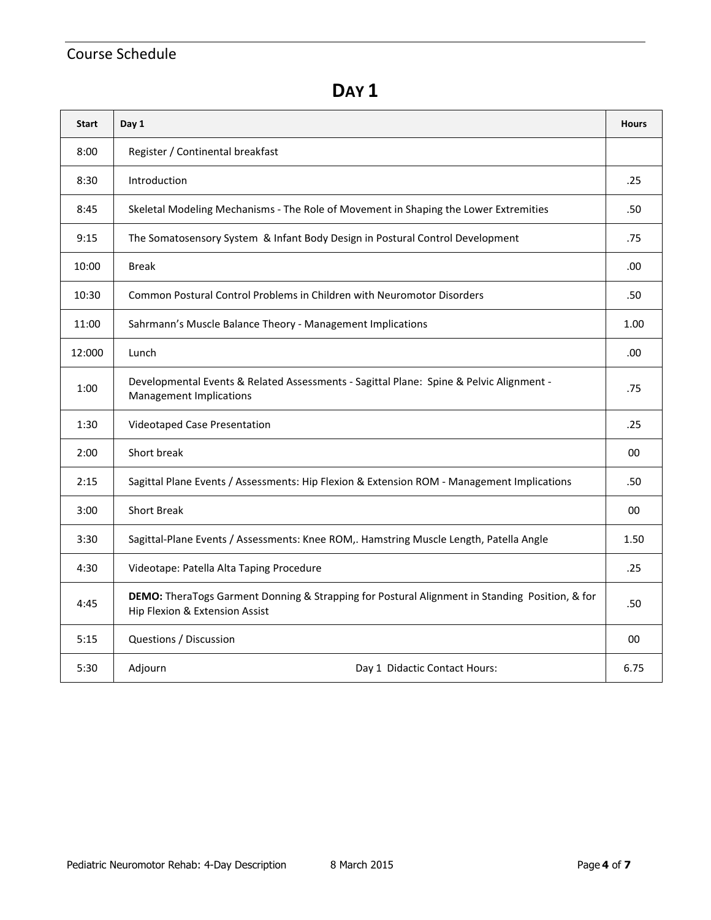## Course Schedule

# DAY 1

| Start | Day 1 | Hours |
|---|---|---|
| 8:00 | Register / Continental breakfast | |
| 8:30 | Introduction | .25 |
| 8:45 | Skeletal Modeling Mechanisms - The Role of Movement in Shaping the Lower Extremities | .50 |
| 9:15 | The Somatosensory System & Infant Body Design in Postural Control Development | .75 |
| 10:00 | Break | .00 |
| 10:30 | Common Postural Control Problems in Children with Neuromotor Disorders | .50 |
| 11:00 | Sahrmann's Muscle Balance Theory - Management Implications | 1.00 |
| 12:000 | Lunch | .00 |
| 1:00 | Developmental Events & Related Assessments - Sagittal Plane: Spine & Pelvic Alignment - Management Implications | .75 |
| 1:30 | Videotaped Case Presentation | .25 |
| 2:00 | Short break | 00 |
| 2:15 | Sagittal Plane Events / Assessments: Hip Flexion & Extension ROM - Management Implications | .50 |
| 3:00 | Short Break | 00 |
| 3:30 | Sagittal-Plane Events / Assessments: Knee ROM,. Hamstring Muscle Length, Patella Angle | 1.50 |
| 4:30 | Videotape: Patella Alta Taping Procedure | .25 |
| 4:45 | **DEMO:** TheraTogs Garment Donning & Strapping for Postural Alignment in Standing Position, & for Hip Flexion & Extension Assist | .50 |
| 5:15 | Questions / Discussion | 00 |
| 5:30 | Adjourn Day 1 Didactic Contact Hours: | 6.75 |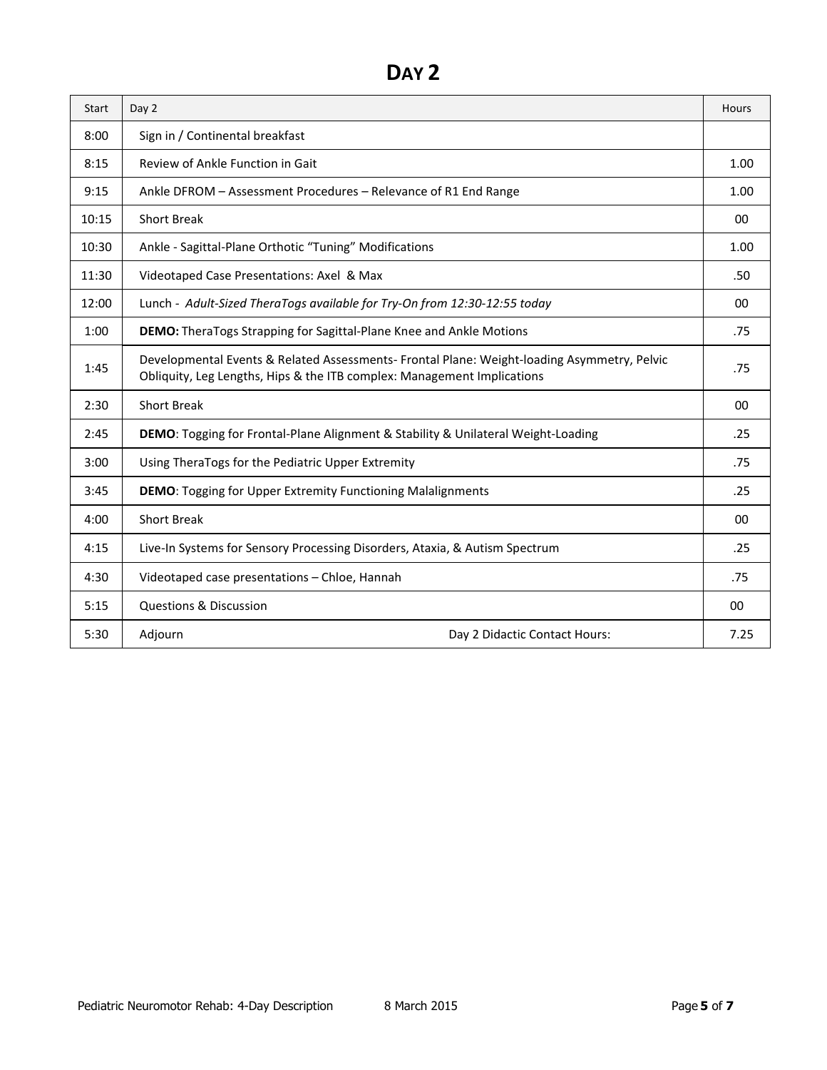# DAY 2

| Start | Day 2 | Hours |
|---|---|---|
| 8:00 | Sign in / Continental breakfast | |
| 8:15 | Review of Ankle Function in Gait | 1.00 |
| 9:15 | Ankle DFROM – Assessment Procedures – Relevance of R1 End Range | 1.00 |
| 10:15 | Short Break | 00 |
| 10:30 | Ankle - Sagittal-Plane Orthotic “Tuning” Modifications | 1.00 |
| 11:30 | Videotaped Case Presentations: Axel & Max | .50 |
| 12:00 | Lunch - *Adult-Sized TheraTogs available for Try-On from 12:30-12:55 today* | 00 |
| 1:00 | **DEMO:** TheraTogs Strapping for Sagittal-Plane Knee and Ankle Motions | .75 |
| 1:45 | Developmental Events & Related Assessments- Frontal Plane: Weight-loading Asymmetry, Pelvic Obliquity, Leg Lengths, Hips & the ITB complex: Management Implications | .75 |
| 2:30 | Short Break | 00 |
| 2:45 | **DEMO**: Togging for Frontal-Plane Alignment & Stability & Unilateral Weight-Loading | .25 |
| 3:00 | Using TheraTogs for the Pediatric Upper Extremity | .75 |
| 3:45 | **DEMO**: Togging for Upper Extremity Functioning Malalignments | .25 |
| 4:00 | Short Break | 00 |
| 4:15 | Live-In Systems for Sensory Processing Disorders, Ataxia, & Autism Spectrum | .25 |
| 4:30 | Videotaped case presentations – Chloe, Hannah | .75 |
| 5:15 | Questions & Discussion | 00 |
| 5:30 | Adjourn &nbsp;&nbsp;&nbsp;&nbsp;&nbsp;&nbsp;&nbsp;&nbsp; Day 2 Didactic Contact Hours: | 7.25 |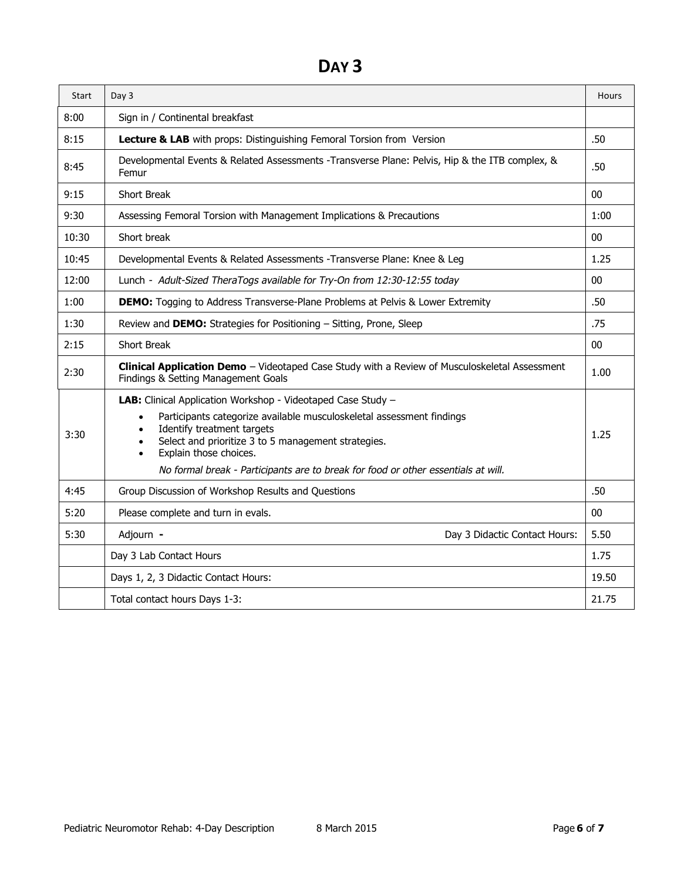# DAY 3

| Start | Day 3 | Hours |
|---|---|---|
| 8:00 | Sign in / Continental breakfast | |
| 8:15 | **Lecture & LAB** with props: Distinguishing Femoral Torsion from Version | .50 |
| 8:45 | Developmental Events & Related Assessments -Transverse Plane: Pelvis, Hip & the ITB complex, & Femur | .50 |
| 9:15 | Short Break | 00 |
| 9:30 | Assessing Femoral Torsion with Management Implications & Precautions | 1:00 |
| 10:30 | Short break | 00 |
| 10:45 | Developmental Events & Related Assessments -Transverse Plane: Knee & Leg | 1.25 |
| 12:00 | Lunch - *Adult-Sized TheraTogs available for Try-On from 12:30-12:55 today* | 00 |
| 1:00 | **DEMO:** Togging to Address Transverse-Plane Problems at Pelvis & Lower Extremity | .50 |
| 1:30 | Review and **DEMO:** Strategies for Positioning – Sitting, Prone, Sleep | .75 |
| 2:15 | Short Break | 00 |
| 2:30 | **Clinical Application Demo** – Videotaped Case Study with a Review of Musculoskeletal Assessment Findings & Setting Management Goals | 1.00 |
| 3:30 | **LAB:** Clinical Application Workshop - Videotaped Case Study – <br>• Participants categorize available musculoskeletal assessment findings <br>• Identify treatment targets <br>• Select and prioritize 3 to 5 management strategies. <br>• Explain those choices. <br>*No formal break - Participants are to break for food or other essentials at will.* | 1.25 |
| 4:45 | Group Discussion of Workshop Results and Questions | .50 |
| 5:20 | Please complete and turn in evals. | 00 |
| 5:30 | Adjourn - Day 3 Didactic Contact Hours: | 5.50 |
| | Day 3 Lab Contact Hours | 1.75 |
| | Days 1, 2, 3 Didactic Contact Hours: | 19.50 |
| | Total contact hours Days 1-3: | 21.75 |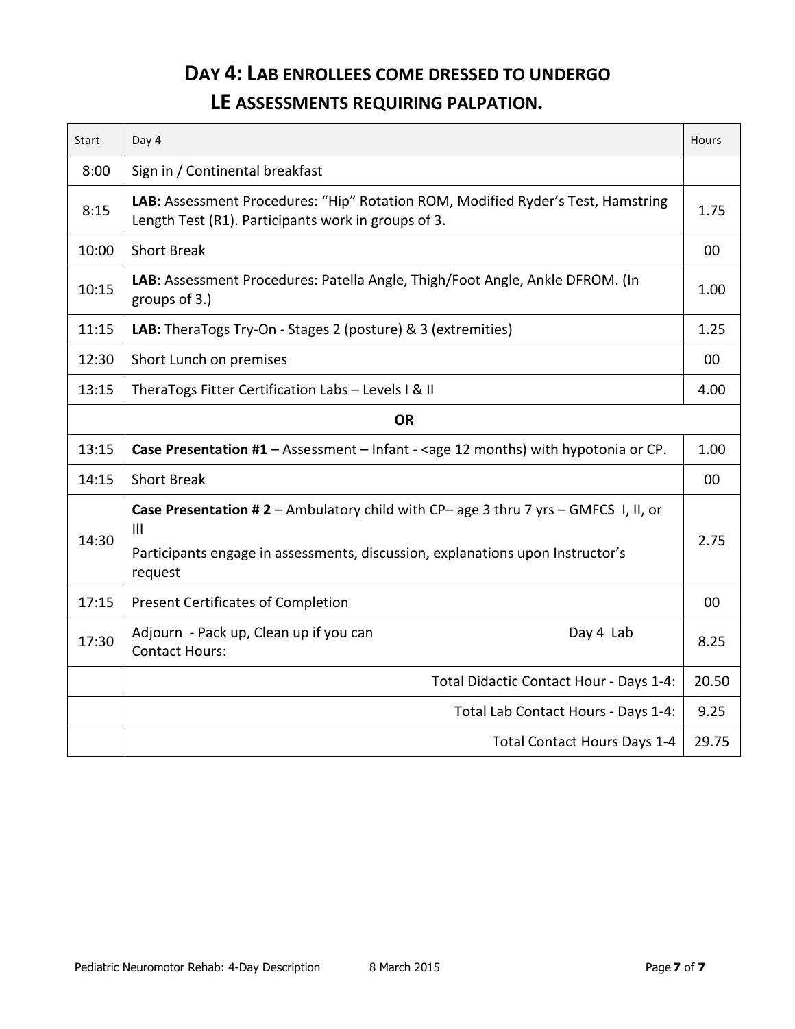# DAY 4: LAB ENROLLEES COME DRESSED TO UNDERGO LE ASSESSMENTS REQUIRING PALPATION.

| Start | Day 4 | Hours |
|---|---|---|
| 8:00 | Sign in / Continental breakfast | |
| 8:15 | **LAB:** Assessment Procedures: "Hip" Rotation ROM, Modified Ryder's Test, Hamstring Length Test (R1). Participants work in groups of 3. | 1.75 |
| 10:00 | Short Break | 00 |
| 10:15 | **LAB:** Assessment Procedures: Patella Angle, Thigh/Foot Angle, Ankle DFROM. (In groups of 3.) | 1.00 |
| 11:15 | **LAB:** TheraTogs Try-On - Stages 2 (posture) & 3 (extremities) | 1.25 |
| 12:30 | Short Lunch on premises | 00 |
| 13:15 | TheraTogs Fitter Certification Labs – Levels I & II | 4.00 |
| | **OR** | |
| 13:15 | **Case Presentation #1** – Assessment – Infant - <age 12 months) with hypotonia or CP. | 1.00 |
| 14:15 | Short Break | 00 |
| 14:30 | **Case Presentation # 2** – Ambulatory child with CP– age 3 thru 7 yrs – GMFCS I, II, or III<br>Participants engage in assessments, discussion, explanations upon Instructor's request | 2.75 |
| 17:15 | Present Certificates of Completion | 00 |
| 17:30 | Adjourn - Pack up, Clean up if you can Day 4 Lab Contact Hours: | 8.25 |
| | Total Didactic Contact Hour - Days 1-4: | 20.50 |
| | Total Lab Contact Hours - Days 1-4: | 9.25 |
| | Total Contact Hours Days 1-4 | 29.75 |